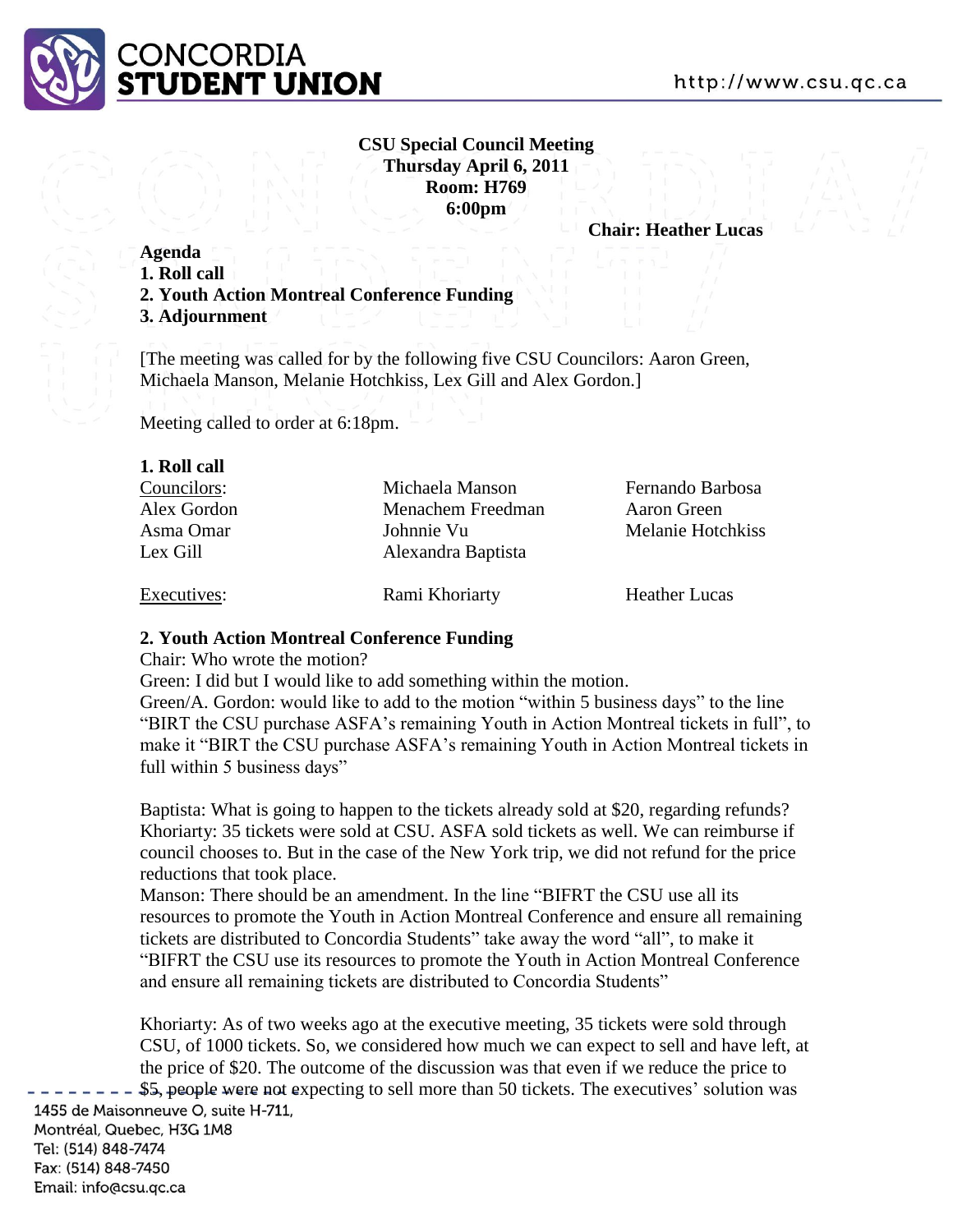**CSU Special Council Meeting**
**Thursday April 6, 2011**
**Room: H769**
**6:00pm**

**Chair: Heather Lucas**

**Agenda**
**1. Roll call**
**2. Youth Action Montreal Conference Funding**
**3. Adjournment**

[The meeting was called for by the following five CSU Councilors: Aaron Green, Michaela Manson, Melanie Hotchkiss, Lex Gill and Alex Gordon.]

Meeting called to order at 6:18pm.

**1. Roll call**

| Councilors: | Michaela Manson | Fernando Barbosa |
|---|---|---|
| Alex Gordon | Menachem Freedman | Aaron Green |
| Asma Omar | Johnnie Vu | Melanie Hotchkiss |
| Lex Gill | Alexandra Baptista | |
| Executives: | Rami Khoriarty | Heather Lucas |

**2. Youth Action Montreal Conference Funding**

Chair: Who wrote the motion?
Green: I did but I would like to add something within the motion.
Green/A. Gordon: would like to add to the motion "within 5 business days" to the line "BIRT the CSU purchase ASFA's remaining Youth in Action Montreal tickets in full", to make it "BIRT the CSU purchase ASFA's remaining Youth in Action Montreal tickets in full within 5 business days"

Baptista: What is going to happen to the tickets already sold at $20, regarding refunds?
Khoriarty: 35 tickets were sold at CSU. ASFA sold tickets as well. We can reimburse if council chooses to. But in the case of the New York trip, we did not refund for the price reductions that took place.
Manson: There should be an amendment. In the line "BIFRT the CSU use all its resources to promote the Youth in Action Montreal Conference and ensure all remaining tickets are distributed to Concordia Students" take away the word "all", to make it "BIFRT the CSU use its resources to promote the Youth in Action Montreal Conference and ensure all remaining tickets are distributed to Concordia Students"

Khoriarty: As of two weeks ago at the executive meeting, 35 tickets were sold through CSU, of 1000 tickets. So, we considered how much we can expect to sell and have left, at the price of $20. The outcome of the discussion was that even if we reduce the price to $5, people were not expecting to sell more than 50 tickets. The executives' solution was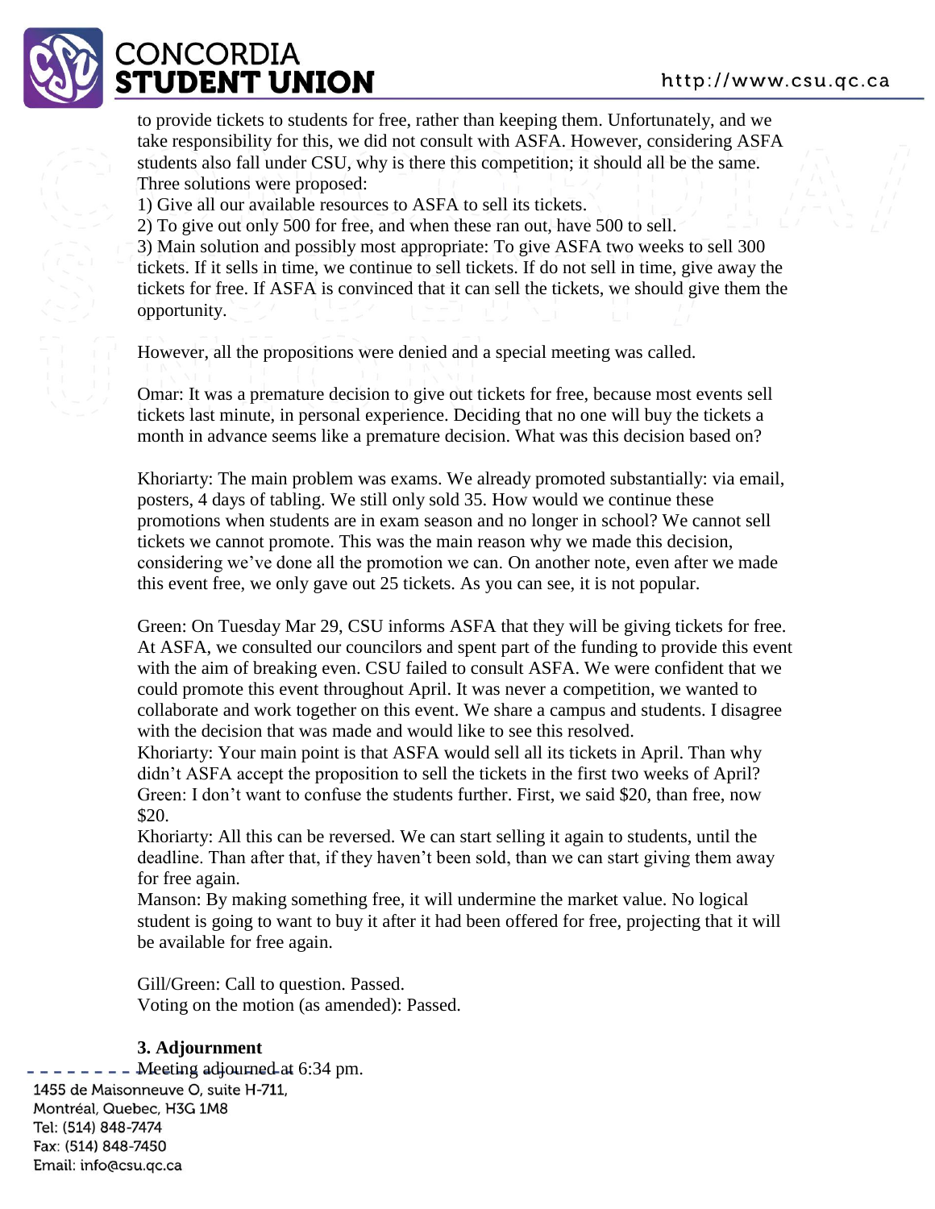to provide tickets to students for free, rather than keeping them. Unfortunately, and we take responsibility for this, we did not consult with ASFA. However, considering ASFA students also fall under CSU, why is there this competition; it should all be the same. Three solutions were proposed:

1) Give all our available resources to ASFA to sell its tickets.
2) To give out only 500 for free, and when these ran out, have 500 to sell.
3) Main solution and possibly most appropriate: To give ASFA two weeks to sell 300 tickets. If it sells in time, we continue to sell tickets. If do not sell in time, give away the tickets for free. If ASFA is convinced that it can sell the tickets, we should give them the opportunity.

However, all the propositions were denied and a special meeting was called.

Omar: It was a premature decision to give out tickets for free, because most events sell tickets last minute, in personal experience. Deciding that no one will buy the tickets a month in advance seems like a premature decision. What was this decision based on?

Khoriarty: The main problem was exams. We already promoted substantially: via email, posters, 4 days of tabling. We still only sold 35. How would we continue these promotions when students are in exam season and no longer in school? We cannot sell tickets we cannot promote. This was the main reason why we made this decision, considering we've done all the promotion we can. On another note, even after we made this event free, we only gave out 25 tickets. As you can see, it is not popular.

Green: On Tuesday Mar 29, CSU informs ASFA that they will be giving tickets for free. At ASFA, we consulted our councilors and spent part of the funding to provide this event with the aim of breaking even. CSU failed to consult ASFA. We were confident that we could promote this event throughout April. It was never a competition, we wanted to collaborate and work together on this event. We share a campus and students. I disagree with the decision that was made and would like to see this resolved.
Khoriarty: Your main point is that ASFA would sell all its tickets in April. Than why didn't ASFA accept the proposition to sell the tickets in the first two weeks of April?
Green: I don't want to confuse the students further. First, we said $20, than free, now $20.
Khoriarty: All this can be reversed. We can start selling it again to students, until the deadline. Than after that, if they haven't been sold, than we can start giving them away for free again.
Manson: By making something free, it will undermine the market value. No logical student is going to want to buy it after it had been offered for free, projecting that it will be available for free again.

Gill/Green: Call to question. Passed.
Voting on the motion (as amended): Passed.

### 3. Adjournment

Meeting adjourned at 6:34 pm.